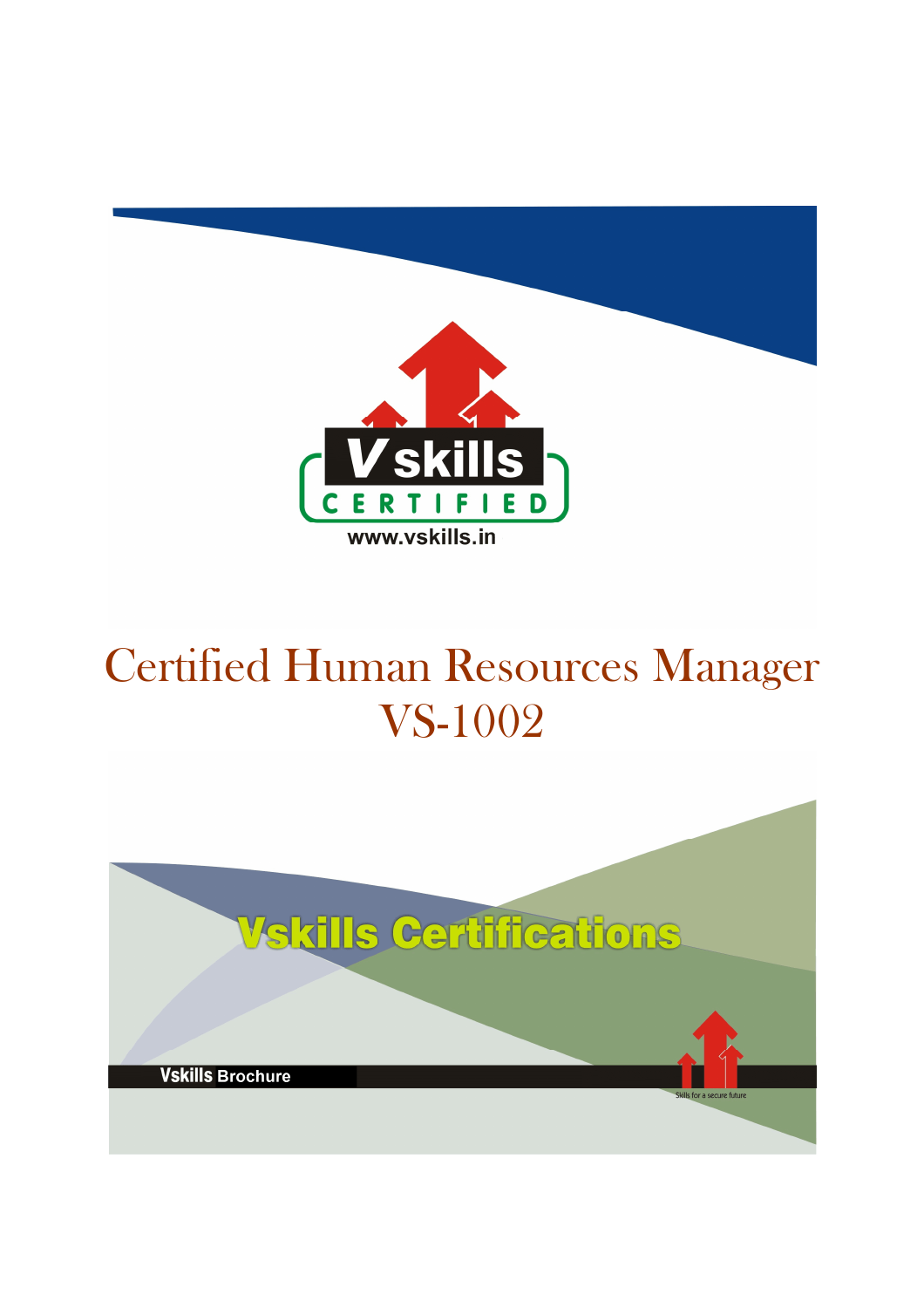# Certified Human Resources Manager VS-1002

Vskills Certifications

Vskills Brochure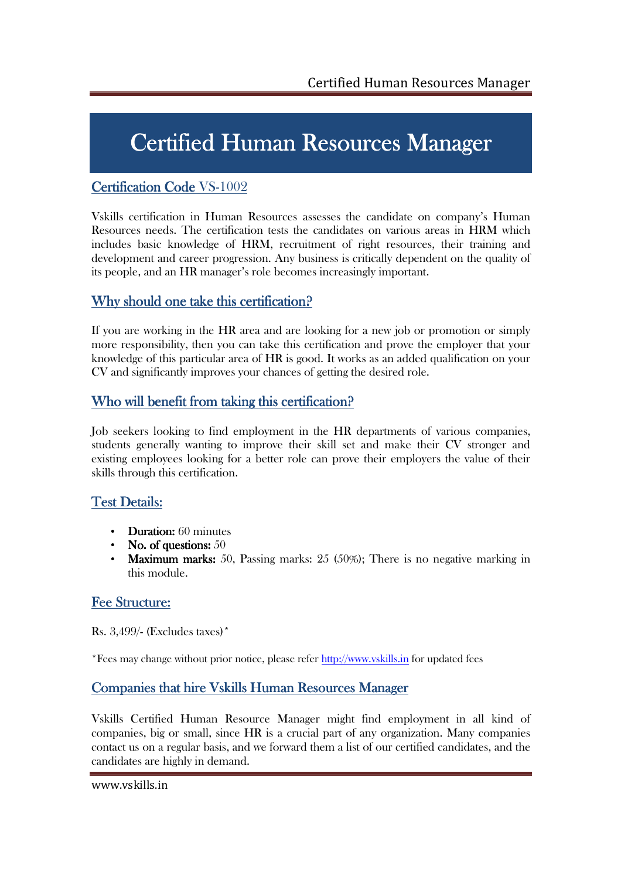# Certified Human Resources Manager

## Certification Code VS-1002

Vskills certification in Human Resources assesses the candidate on company's Human Resources needs. The certification tests the candidates on various areas in HRM which includes basic knowledge of HRM, recruitment of right resources, their training and development and career progression. Any business is critically dependent on the quality of its people, and an HR manager's role becomes increasingly important.

## Why should one take this certification?

If you are working in the HR area and are looking for a new job or promotion or simply more responsibility, then you can take this certification and prove the employer that your knowledge of this particular area of HR is good. It works as an added qualification on your CV and significantly improves your chances of getting the desired role.

## Who will benefit from taking this certification?

Job seekers looking to find employment in the HR departments of various companies, students generally wanting to improve their skill set and make their CV stronger and existing employees looking for a better role can prove their employers the value of their skills through this certification.

## Test Details:

- **Duration:** 60 minutes
- **No. of questions:** 50
- **Maximum marks:** 50, Passing marks: 25 (50%); There is no negative marking in this module.

## Fee Structure:

Rs. 3,499/- (Excludes taxes)*

*Fees may change without prior notice, please refer http://www.vskills.in for updated fees

## Companies that hire Vskills Human Resources Manager

Vskills Certified Human Resource Manager might find employment in all kind of companies, big or small, since HR is a crucial part of any organization. Many companies contact us on a regular basis, and we forward them a list of our certified candidates, and the candidates are highly in demand.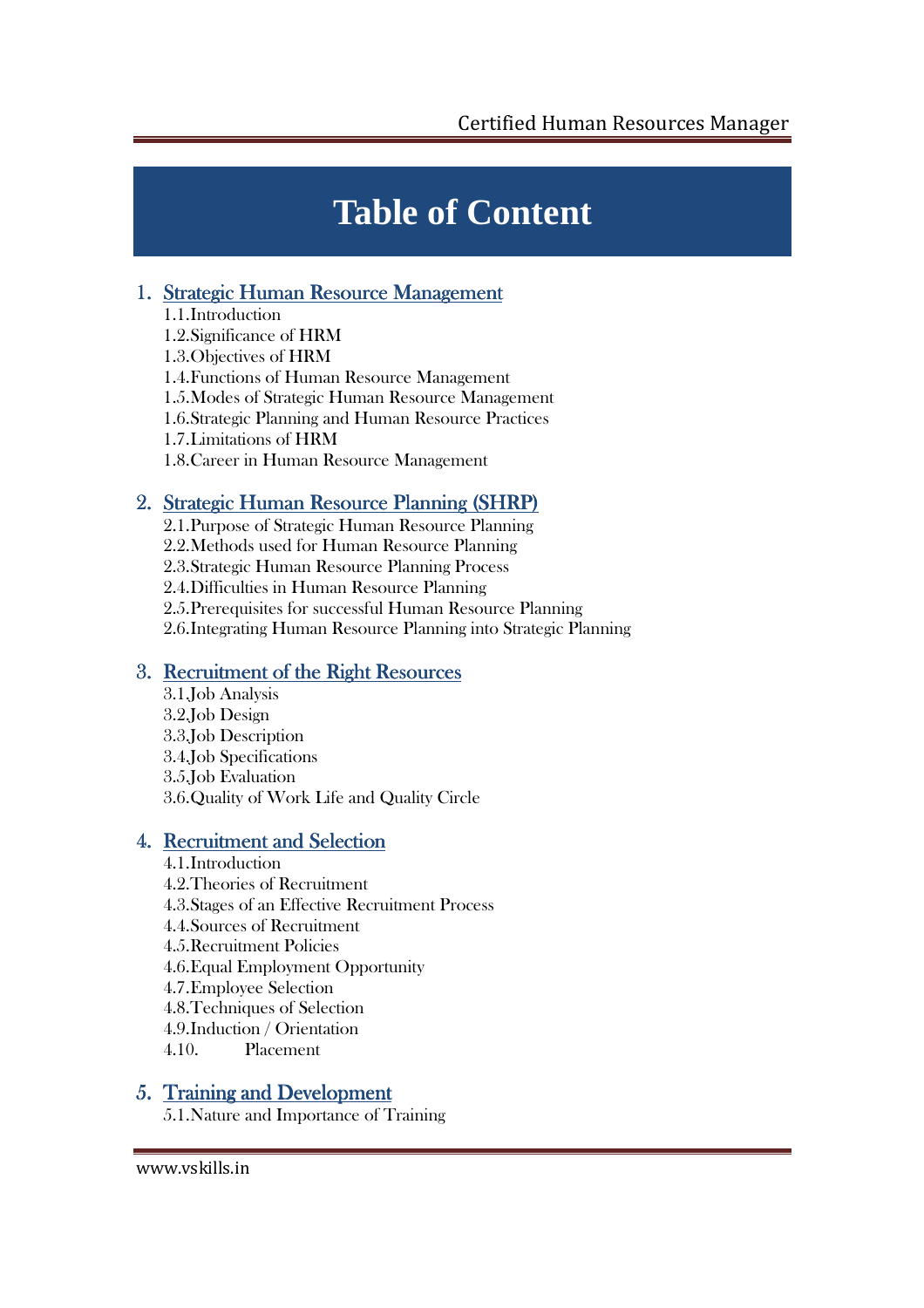# Table of Content

1. **Strategic Human Resource Management**
   - 1.1.Introduction
   - 1.2.Significance of HRM
   - 1.3.Objectives of HRM
   - 1.4.Functions of Human Resource Management
   - 1.5.Modes of Strategic Human Resource Management
   - 1.6.Strategic Planning and Human Resource Practices
   - 1.7.Limitations of HRM
   - 1.8.Career in Human Resource Management

2. **Strategic Human Resource Planning (SHRP)**
   - 2.1.Purpose of Strategic Human Resource Planning
   - 2.2.Methods used for Human Resource Planning
   - 2.3.Strategic Human Resource Planning Process
   - 2.4.Difficulties in Human Resource Planning
   - 2.5.Prerequisites for successful Human Resource Planning
   - 2.6.Integrating Human Resource Planning into Strategic Planning

3. **Recruitment of the Right Resources**
   - 3.1.Job Analysis
   - 3.2.Job Design
   - 3.3.Job Description
   - 3.4.Job Specifications
   - 3.5.Job Evaluation
   - 3.6.Quality of Work Life and Quality Circle

4. **Recruitment and Selection**
   - 4.1.Introduction
   - 4.2.Theories of Recruitment
   - 4.3.Stages of an Effective Recruitment Process
   - 4.4.Sources of Recruitment
   - 4.5.Recruitment Policies
   - 4.6.Equal Employment Opportunity
   - 4.7.Employee Selection
   - 4.8.Techniques of Selection
   - 4.9.Induction / Orientation
   - 4.10. Placement

5. **Training and Development**
   - 5.1.Nature and Importance of Training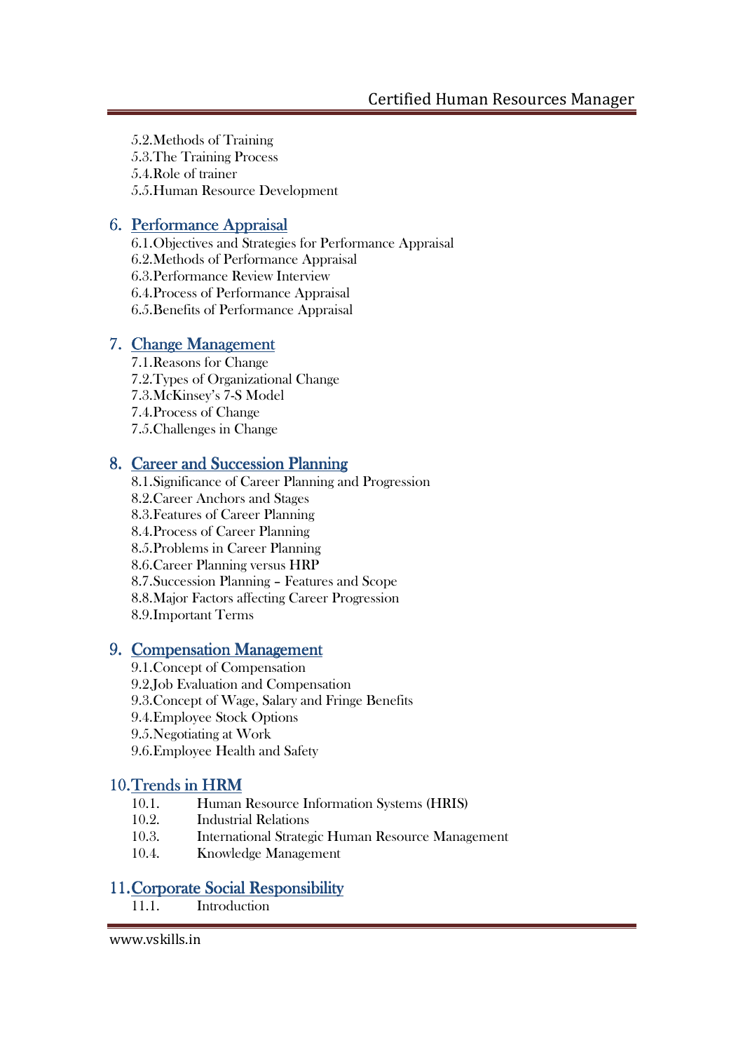5.2.Methods of Training
5.3.The Training Process
5.4.Role of trainer
5.5.Human Resource Development

## 6. Performance Appraisal

6.1.Objectives and Strategies for Performance Appraisal
6.2.Methods of Performance Appraisal
6.3.Performance Review Interview
6.4.Process of Performance Appraisal
6.5.Benefits of Performance Appraisal

## 7. Change Management

7.1.Reasons for Change
7.2.Types of Organizational Change
7.3.McKinsey's 7-S Model
7.4.Process of Change
7.5.Challenges in Change

## 8. Career and Succession Planning

8.1.Significance of Career Planning and Progression
8.2.Career Anchors and Stages
8.3.Features of Career Planning
8.4.Process of Career Planning
8.5.Problems in Career Planning
8.6.Career Planning versus HRP
8.7.Succession Planning – Features and Scope
8.8.Major Factors affecting Career Progression
8.9.Important Terms

## 9. Compensation Management

9.1.Concept of Compensation
9.2.Job Evaluation and Compensation
9.3.Concept of Wage, Salary and Fringe Benefits
9.4.Employee Stock Options
9.5.Negotiating at Work
9.6.Employee Health and Safety

## 10. Trends in HRM

10.1. Human Resource Information Systems (HRIS)
10.2. Industrial Relations
10.3. International Strategic Human Resource Management
10.4. Knowledge Management

## 11. Corporate Social Responsibility

11.1. Introduction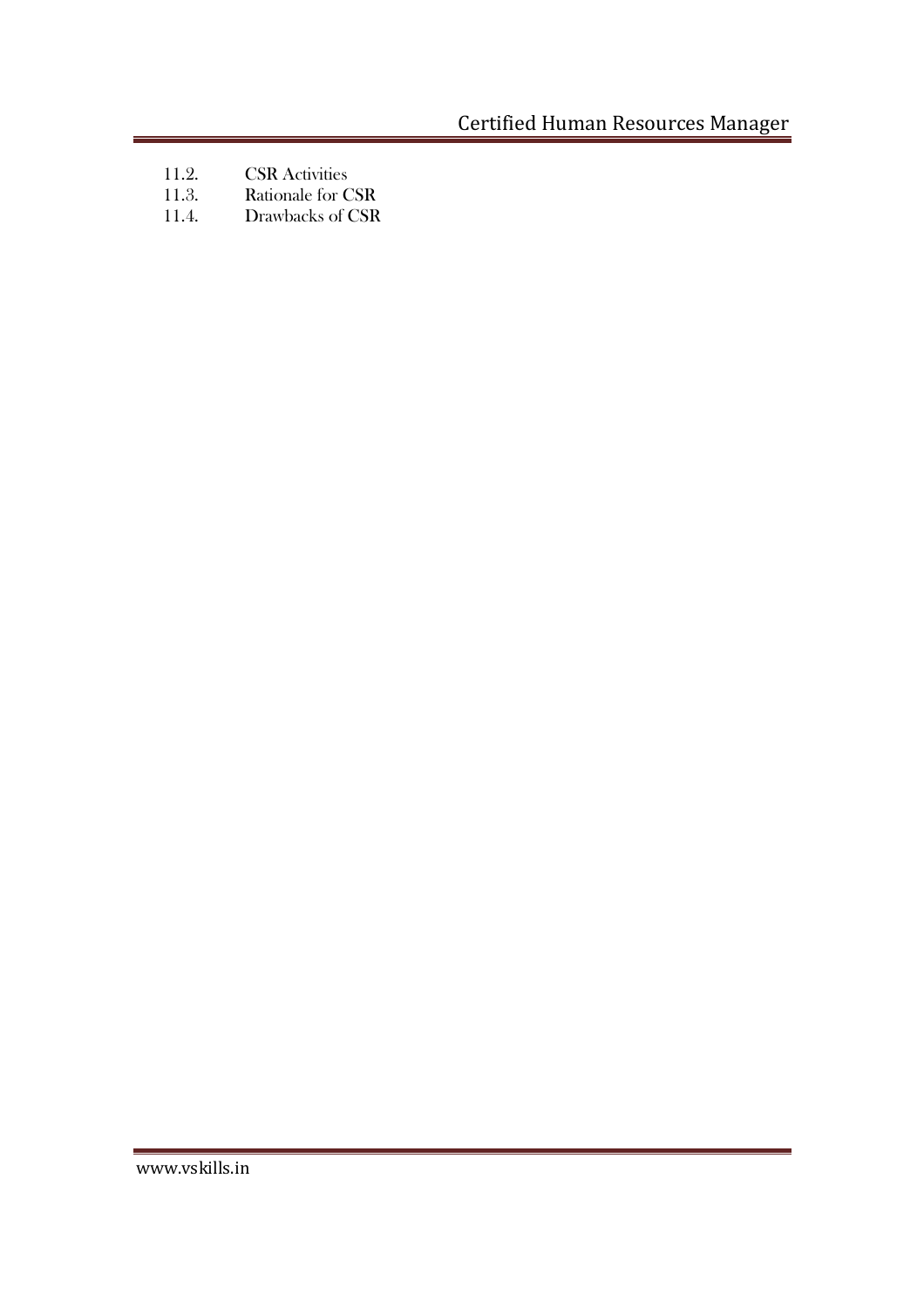11.2. CSR Activities
11.3. Rationale for CSR
11.4. Drawbacks of CSR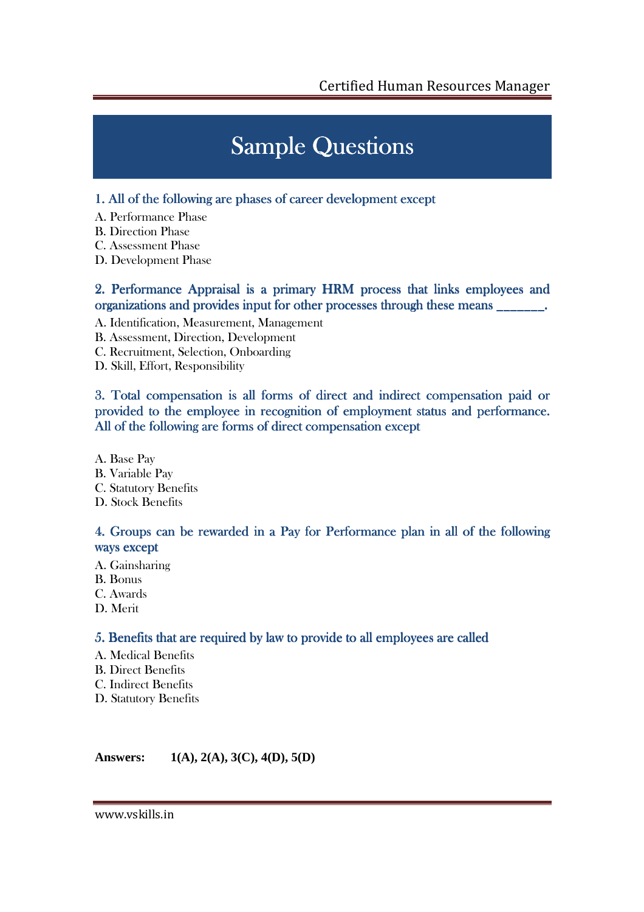# Sample Questions

**1. All of the following are phases of career development except**

A. Performance Phase
B. Direction Phase
C. Assessment Phase
D. Development Phase

**2. Performance Appraisal is a primary HRM process that links employees and organizations and provides input for other processes through these means _______.**

A. Identification, Measurement, Management
B. Assessment, Direction, Development
C. Recruitment, Selection, Onboarding
D. Skill, Effort, Responsibility

**3. Total compensation is all forms of direct and indirect compensation paid or provided to the employee in recognition of employment status and performance. All of the following are forms of direct compensation except**

A. Base Pay
B. Variable Pay
C. Statutory Benefits
D. Stock Benefits

**4. Groups can be rewarded in a Pay for Performance plan in all of the following ways except**

A. Gainsharing
B. Bonus
C. Awards
D. Merit

**5. Benefits that are required by law to provide to all employees are called**

A. Medical Benefits
B. Direct Benefits
C. Indirect Benefits
D. Statutory Benefits

**Answers:** **1(A), 2(A), 3(C), 4(D), 5(D)**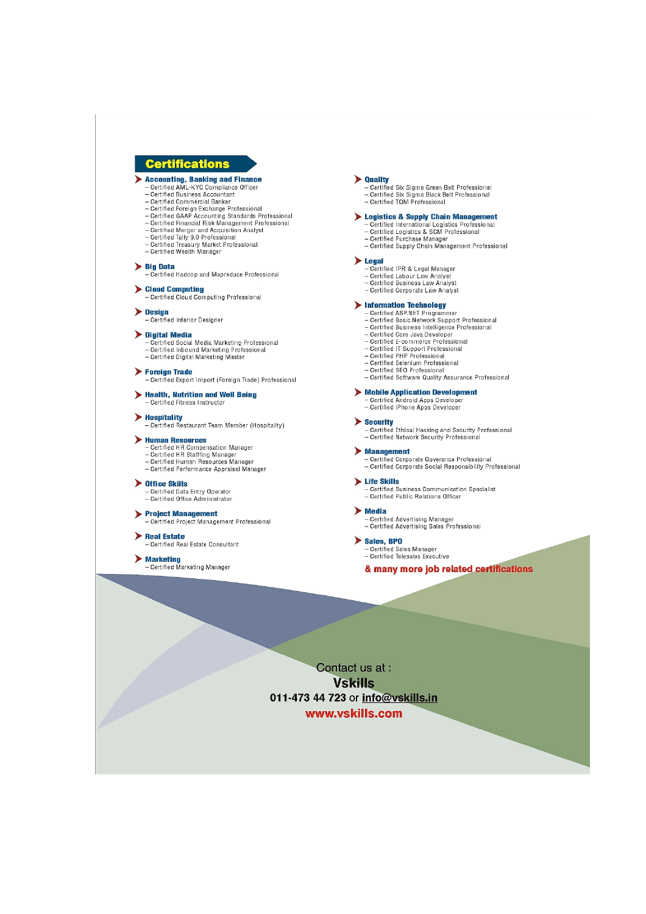## Certifications

**Accounting, Banking and Finance**
- Certified AML-KYC Compliance Officer
- Certified Business Accountant
- Certified Commercial Banker
- Certified Foreign Exchange Professional
- Certified GAAP Accounting Standards Professional
- Certified Financial Risk Management Professional
- Certified Merger and Acquisition Analyst
- Certified Tally 9.0 Professional
- Certified Treasury Market Professional
- Certified Wealth Manager

**Big Data**
- Certified Hadoop and Mapreduce Professional

**Cloud Computing**
- Certified Cloud Computing Professional

**Design**
- Certified Interior Designer

**Digital Media**
- Certified Social Media Marketing Professional
- Certified Inbound Marketing Professional
- Certified Digital Marketing Master

**Foreign Trade**
- Certified Export Import (Foreign Trade) Professional

**Health, Nutrition and Well Being**
- Certified Fitness Instructor

**Hospitality**
- Certified Restaurant Team Member (Hospitality)

**Human Resources**
- Certified HR Compensation Manager
- Certified HR Stafffing Manager
- Certified Human Resources Manager
- Certified Performance Appraisal Manager

**Office Skills**
- Certified Data Entry Operator
- Certified Office Administrator

**Project Management**
- Certified Project Management Professional

**Real Estate**
- Certified Real Estate Consultant

**Marketing**
- Certified Marketing Manager

**Quality**
- Certified Six Sigma Green Belt Professional
- Certified Six Sigma Black Belt Professional
- Certified TQM Professional

**Logistics & Supply Chain Management**
- Certified International Logistics Professional
- Certified Logistics & SCM Professional
- Certified Purchase Manager
- Certified Supply Chain Management Professional

**Legal**
- Certified IPR & Legal Manager
- Certified Labour Law Analyst
- Certified Business Law Analyst
- Certified Corporate Law Analyst

**Information Technology**
- Certified ASP.NET Programmer
- Certified Basic Network Support Professional
- Certified Business Intelligence Professional
- Certified Core Java Developer
- Certified E-commerce Professional
- Certified IT Support Professional
- Certified PHP Professional
- Certified Selenium Professional
- Certified SEO Professional
- Certified Software Quality Assurance Professional

**Mobile Application Development**
- Certified Android Apps Developer
- Certified iPhone Apps Developer

**Security**
- Certified Ethical Hacking and Security Professional
- Certified Network Security Professional

**Management**
- Certified Corporate Goverance Professional
- Certified Corporate Social Responsibility Professional

**Life Skills**
- Certified Business Communication Specialist
- Certified Public Relations Officer

**Media**
- Certified Advertising Manager
- Certified Advertising Sales Professional

**Sales, BPO**
- Certified Sales Manager
- Certified Telesales Executive

**& many more job related certifications**

Contact us at :

**Vskills**

**011-473 44 723 or info@vskills.in**

**www.vskills.com**